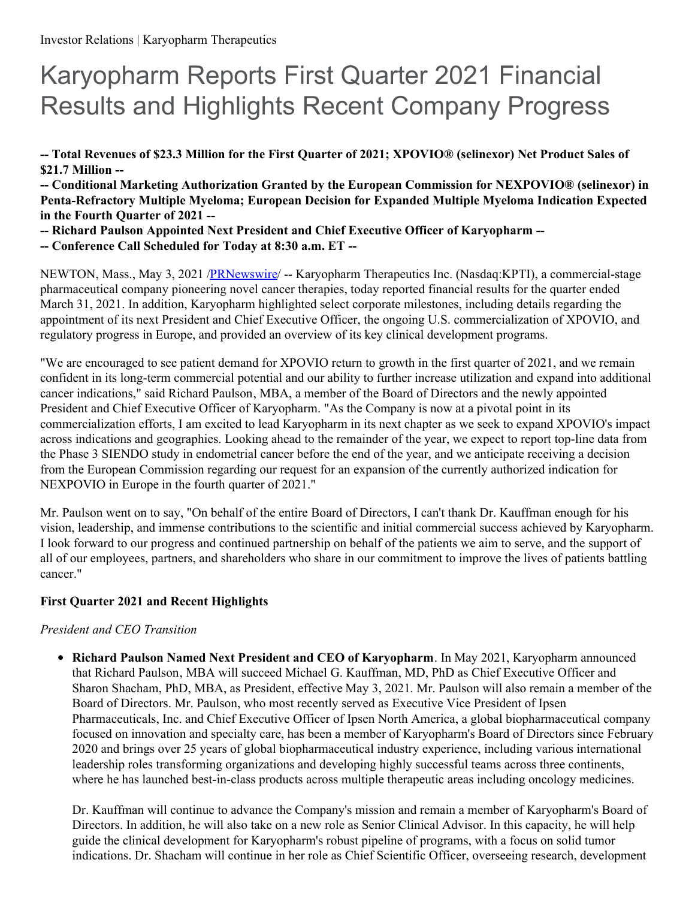Investor Relations | Karyopharm Therapeutics

# Karyopharm Reports First Quarter 2021 Financial Results and Highlights Recent Company Progress

**-- Total Revenues of $23.3 Million for the First Quarter of 2021; XPOVIO® (selinexor) Net Product Sales of $21.7 Million --**

**-- Conditional Marketing Authorization Granted by the European Commission for NEXPOVIO® (selinexor) in Penta-Refractory Multiple Myeloma; European Decision for Expanded Multiple Myeloma Indication Expected in the Fourth Quarter of 2021 --**

**-- Richard Paulson Appointed Next President and Chief Executive Officer of Karyopharm --**

**-- Conference Call Scheduled for Today at 8:30 a.m. ET --**

NEWTON, Mass., May 3, 2021 /PRNewswire/ -- Karyopharm Therapeutics Inc. (Nasdaq:KPTI), a commercial-stage pharmaceutical company pioneering novel cancer therapies, today reported financial results for the quarter ended March 31, 2021. In addition, Karyopharm highlighted select corporate milestones, including details regarding the appointment of its next President and Chief Executive Officer, the ongoing U.S. commercialization of XPOVIO, and regulatory progress in Europe, and provided an overview of its key clinical development programs.

"We are encouraged to see patient demand for XPOVIO return to growth in the first quarter of 2021, and we remain confident in its long-term commercial potential and our ability to further increase utilization and expand into additional cancer indications," said Richard Paulson, MBA, a member of the Board of Directors and the newly appointed President and Chief Executive Officer of Karyopharm. "As the Company is now at a pivotal point in its commercialization efforts, I am excited to lead Karyopharm in its next chapter as we seek to expand XPOVIO's impact across indications and geographies. Looking ahead to the remainder of the year, we expect to report top-line data from the Phase 3 SIENDO study in endometrial cancer before the end of the year, and we anticipate receiving a decision from the European Commission regarding our request for an expansion of the currently authorized indication for NEXPOVIO in Europe in the fourth quarter of 2021."

Mr. Paulson went on to say, "On behalf of the entire Board of Directors, I can't thank Dr. Kauffman enough for his vision, leadership, and immense contributions to the scientific and initial commercial success achieved by Karyopharm. I look forward to our progress and continued partnership on behalf of the patients we aim to serve, and the support of all of our employees, partners, and shareholders who share in our commitment to improve the lives of patients battling cancer."

### First Quarter 2021 and Recent Highlights

*President and CEO Transition*

- **Richard Paulson Named Next President and CEO of Karyopharm**. In May 2021, Karyopharm announced that Richard Paulson, MBA will succeed Michael G. Kauffman, MD, PhD as Chief Executive Officer and Sharon Shacham, PhD, MBA, as President, effective May 3, 2021. Mr. Paulson will also remain a member of the Board of Directors. Mr. Paulson, who most recently served as Executive Vice President of Ipsen Pharmaceuticals, Inc. and Chief Executive Officer of Ipsen North America, a global biopharmaceutical company focused on innovation and specialty care, has been a member of Karyopharm's Board of Directors since February 2020 and brings over 25 years of global biopharmaceutical industry experience, including various international leadership roles transforming organizations and developing highly successful teams across three continents, where he has launched best-in-class products across multiple therapeutic areas including oncology medicines.

  Dr. Kauffman will continue to advance the Company's mission and remain a member of Karyopharm's Board of Directors. In addition, he will also take on a new role as Senior Clinical Advisor. In this capacity, he will help guide the clinical development for Karyopharm's robust pipeline of programs, with a focus on solid tumor indications. Dr. Shacham will continue in her role as Chief Scientific Officer, overseeing research, development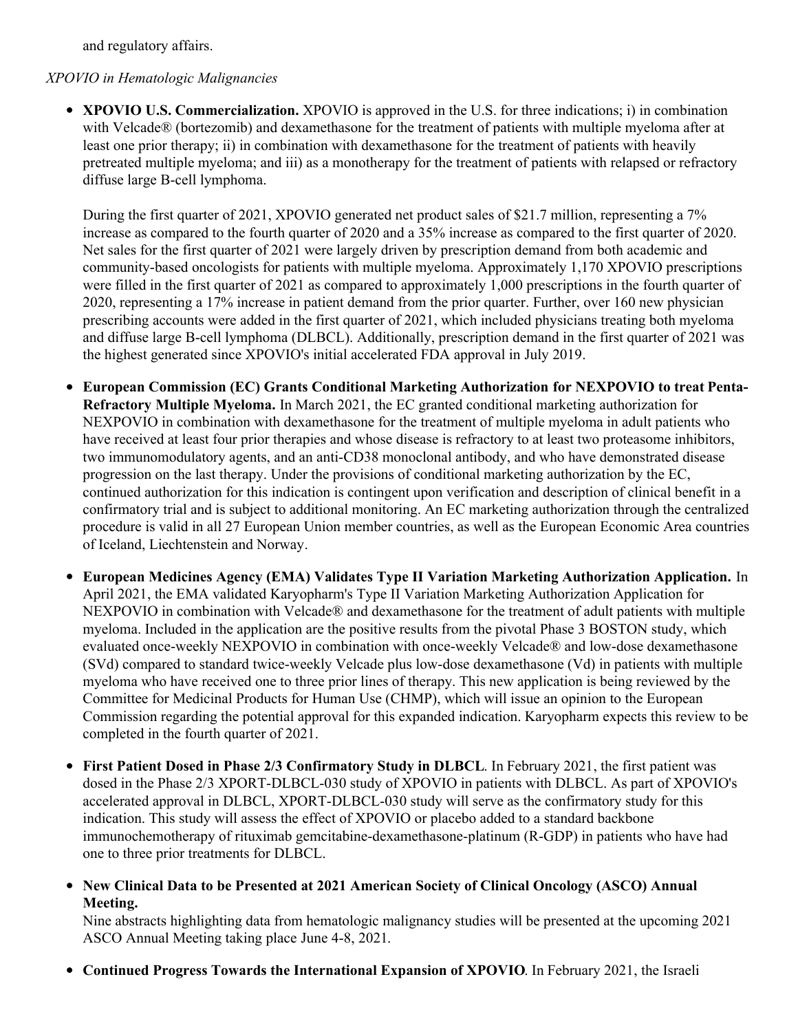and regulatory affairs.

*XPOVIO in Hematologic Malignancies*

- **XPOVIO U.S. Commercialization.** XPOVIO is approved in the U.S. for three indications; i) in combination with Velcade® (bortezomib) and dexamethasone for the treatment of patients with multiple myeloma after at least one prior therapy; ii) in combination with dexamethasone for the treatment of patients with heavily pretreated multiple myeloma; and iii) as a monotherapy for the treatment of patients with relapsed or refractory diffuse large B-cell lymphoma.

  During the first quarter of 2021, XPOVIO generated net product sales of $21.7 million, representing a 7% increase as compared to the fourth quarter of 2020 and a 35% increase as compared to the first quarter of 2020. Net sales for the first quarter of 2021 were largely driven by prescription demand from both academic and community-based oncologists for patients with multiple myeloma. Approximately 1,170 XPOVIO prescriptions were filled in the first quarter of 2021 as compared to approximately 1,000 prescriptions in the fourth quarter of 2020, representing a 17% increase in patient demand from the prior quarter. Further, over 160 new physician prescribing accounts were added in the first quarter of 2021, which included physicians treating both myeloma and diffuse large B-cell lymphoma (DLBCL). Additionally, prescription demand in the first quarter of 2021 was the highest generated since XPOVIO's initial accelerated FDA approval in July 2019.

- **European Commission (EC) Grants Conditional Marketing Authorization for NEXPOVIO to treat Penta-Refractory Multiple Myeloma.** In March 2021, the EC granted conditional marketing authorization for NEXPOVIO in combination with dexamethasone for the treatment of multiple myeloma in adult patients who have received at least four prior therapies and whose disease is refractory to at least two proteasome inhibitors, two immunomodulatory agents, and an anti-CD38 monoclonal antibody, and who have demonstrated disease progression on the last therapy. Under the provisions of conditional marketing authorization by the EC, continued authorization for this indication is contingent upon verification and description of clinical benefit in a confirmatory trial and is subject to additional monitoring. An EC marketing authorization through the centralized procedure is valid in all 27 European Union member countries, as well as the European Economic Area countries of Iceland, Liechtenstein and Norway.

- **European Medicines Agency (EMA) Validates Type II Variation Marketing Authorization Application.** In April 2021, the EMA validated Karyopharm's Type II Variation Marketing Authorization Application for NEXPOVIO in combination with Velcade® and dexamethasone for the treatment of adult patients with multiple myeloma. Included in the application are the positive results from the pivotal Phase 3 BOSTON study, which evaluated once-weekly NEXPOVIO in combination with once-weekly Velcade® and low-dose dexamethasone (SVd) compared to standard twice-weekly Velcade plus low-dose dexamethasone (Vd) in patients with multiple myeloma who have received one to three prior lines of therapy. This new application is being reviewed by the Committee for Medicinal Products for Human Use (CHMP), which will issue an opinion to the European Commission regarding the potential approval for this expanded indication. Karyopharm expects this review to be completed in the fourth quarter of 2021.

- **First Patient Dosed in Phase 2/3 Confirmatory Study in DLBCL**. In February 2021, the first patient was dosed in the Phase 2/3 XPORT-DLBCL-030 study of XPOVIO in patients with DLBCL. As part of XPOVIO's accelerated approval in DLBCL, XPORT-DLBCL-030 study will serve as the confirmatory study for this indication. This study will assess the effect of XPOVIO or placebo added to a standard backbone immunochemotherapy of rituximab gemcitabine-dexamethasone-platinum (R-GDP) in patients who have had one to three prior treatments for DLBCL.

- **New Clinical Data to be Presented at 2021 American Society of Clinical Oncology (ASCO) Annual Meeting.**
  Nine abstracts highlighting data from hematologic malignancy studies will be presented at the upcoming 2021 ASCO Annual Meeting taking place June 4-8, 2021.

- **Continued Progress Towards the International Expansion of XPOVIO**. In February 2021, the Israeli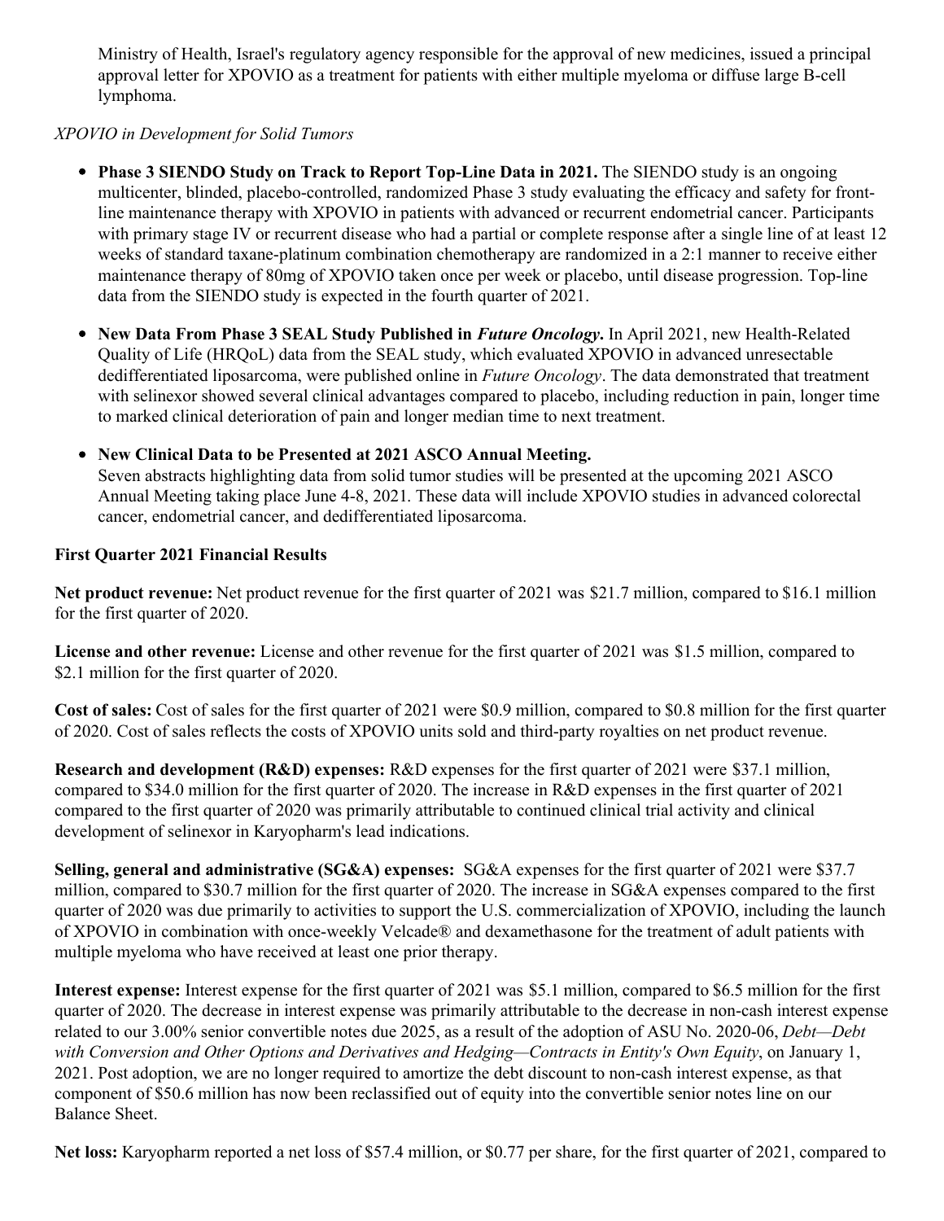Ministry of Health, Israel's regulatory agency responsible for the approval of new medicines, issued a principal approval letter for XPOVIO as a treatment for patients with either multiple myeloma or diffuse large B-cell lymphoma.

*XPOVIO in Development for Solid Tumors*

- **Phase 3 SIENDO Study on Track to Report Top-Line Data in 2021.** The SIENDO study is an ongoing multicenter, blinded, placebo-controlled, randomized Phase 3 study evaluating the efficacy and safety for front-line maintenance therapy with XPOVIO in patients with advanced or recurrent endometrial cancer. Participants with primary stage IV or recurrent disease who had a partial or complete response after a single line of at least 12 weeks of standard taxane-platinum combination chemotherapy are randomized in a 2:1 manner to receive either maintenance therapy of 80mg of XPOVIO taken once per week or placebo, until disease progression. Top-line data from the SIENDO study is expected in the fourth quarter of 2021.
- **New Data From Phase 3 SEAL Study Published in *Future Oncology*.** In April 2021, new Health-Related Quality of Life (HRQoL) data from the SEAL study, which evaluated XPOVIO in advanced unresectable dedifferentiated liposarcoma, were published online in *Future Oncology*. The data demonstrated that treatment with selinexor showed several clinical advantages compared to placebo, including reduction in pain, longer time to marked clinical deterioration of pain and longer median time to next treatment.
- **New Clinical Data to be Presented at 2021 ASCO Annual Meeting.**
Seven abstracts highlighting data from solid tumor studies will be presented at the upcoming 2021 ASCO Annual Meeting taking place June 4-8, 2021. These data will include XPOVIO studies in advanced colorectal cancer, endometrial cancer, and dedifferentiated liposarcoma.

**First Quarter 2021 Financial Results**

**Net product revenue:** Net product revenue for the first quarter of 2021 was $21.7 million, compared to $16.1 million for the first quarter of 2020.

**License and other revenue:** License and other revenue for the first quarter of 2021 was $1.5 million, compared to $2.1 million for the first quarter of 2020.

**Cost of sales:** Cost of sales for the first quarter of 2021 were $0.9 million, compared to $0.8 million for the first quarter of 2020. Cost of sales reflects the costs of XPOVIO units sold and third-party royalties on net product revenue.

**Research and development (R&D) expenses:** R&D expenses for the first quarter of 2021 were $37.1 million, compared to $34.0 million for the first quarter of 2020. The increase in R&D expenses in the first quarter of 2021 compared to the first quarter of 2020 was primarily attributable to continued clinical trial activity and clinical development of selinexor in Karyopharm's lead indications.

**Selling, general and administrative (SG&A) expenses:** SG&A expenses for the first quarter of 2021 were $37.7 million, compared to $30.7 million for the first quarter of 2020. The increase in SG&A expenses compared to the first quarter of 2020 was due primarily to activities to support the U.S. commercialization of XPOVIO, including the launch of XPOVIO in combination with once-weekly Velcade® and dexamethasone for the treatment of adult patients with multiple myeloma who have received at least one prior therapy.

**Interest expense:** Interest expense for the first quarter of 2021 was $5.1 million, compared to $6.5 million for the first quarter of 2020. The decrease in interest expense was primarily attributable to the decrease in non-cash interest expense related to our 3.00% senior convertible notes due 2025, as a result of the adoption of ASU No. 2020-06, *Debt—Debt with Conversion and Other Options and Derivatives and Hedging—Contracts in Entity's Own Equity*, on January 1, 2021. Post adoption, we are no longer required to amortize the debt discount to non-cash interest expense, as that component of $50.6 million has now been reclassified out of equity into the convertible senior notes line on our Balance Sheet.

**Net loss:** Karyopharm reported a net loss of $57.4 million, or $0.77 per share, for the first quarter of 2021, compared to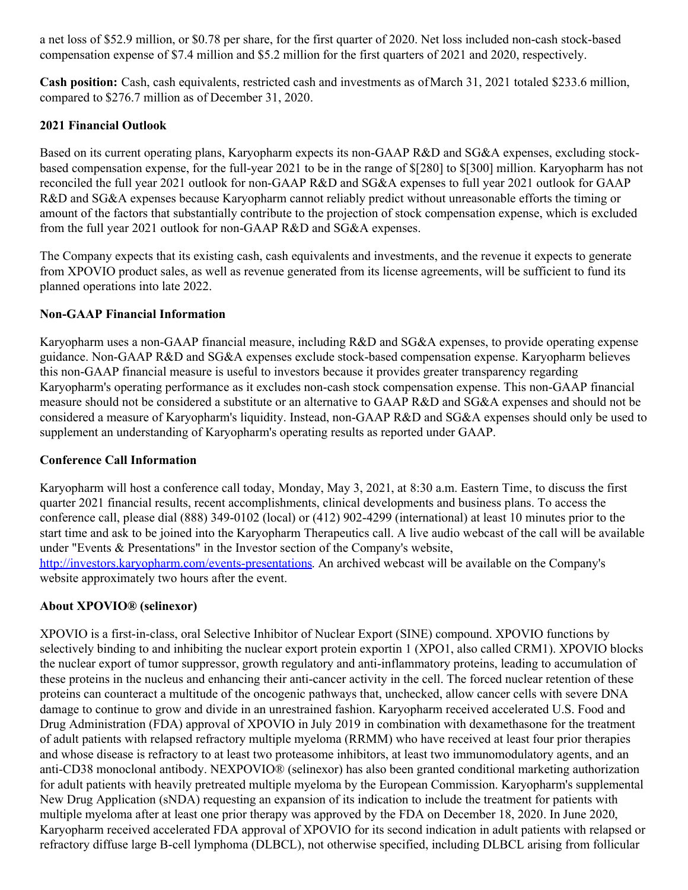a net loss of $52.9 million, or $0.78 per share, for the first quarter of 2020. Net loss included non-cash stock-based compensation expense of $7.4 million and $5.2 million for the first quarters of 2021 and 2020, respectively.

**Cash position:** Cash, cash equivalents, restricted cash and investments as of March 31, 2021 totaled $233.6 million, compared to $276.7 million as of December 31, 2020.

**2021 Financial Outlook**

Based on its current operating plans, Karyopharm expects its non-GAAP R&D and SG&A expenses, excluding stock-based compensation expense, for the full-year 2021 to be in the range of $[280] to $[300] million. Karyopharm has not reconciled the full year 2021 outlook for non-GAAP R&D and SG&A expenses to full year 2021 outlook for GAAP R&D and SG&A expenses because Karyopharm cannot reliably predict without unreasonable efforts the timing or amount of the factors that substantially contribute to the projection of stock compensation expense, which is excluded from the full year 2021 outlook for non-GAAP R&D and SG&A expenses.

The Company expects that its existing cash, cash equivalents and investments, and the revenue it expects to generate from XPOVIO product sales, as well as revenue generated from its license agreements, will be sufficient to fund its planned operations into late 2022.

**Non-GAAP Financial Information**

Karyopharm uses a non-GAAP financial measure, including R&D and SG&A expenses, to provide operating expense guidance. Non-GAAP R&D and SG&A expenses exclude stock-based compensation expense. Karyopharm believes this non-GAAP financial measure is useful to investors because it provides greater transparency regarding Karyopharm's operating performance as it excludes non-cash stock compensation expense. This non-GAAP financial measure should not be considered a substitute or an alternative to GAAP R&D and SG&A expenses and should not be considered a measure of Karyopharm's liquidity. Instead, non-GAAP R&D and SG&A expenses should only be used to supplement an understanding of Karyopharm's operating results as reported under GAAP.

**Conference Call Information**

Karyopharm will host a conference call today, Monday, May 3, 2021, at 8:30 a.m. Eastern Time, to discuss the first quarter 2021 financial results, recent accomplishments, clinical developments and business plans. To access the conference call, please dial (888) 349-0102 (local) or (412) 902-4299 (international) at least 10 minutes prior to the start time and ask to be joined into the Karyopharm Therapeutics call. A live audio webcast of the call will be available under "Events & Presentations" in the Investor section of the Company's website, http://investors.karyopharm.com/events-presentations. An archived webcast will be available on the Company's website approximately two hours after the event.

**About XPOVIO® (selinexor)**

XPOVIO is a first-in-class, oral Selective Inhibitor of Nuclear Export (SINE) compound. XPOVIO functions by selectively binding to and inhibiting the nuclear export protein exportin 1 (XPO1, also called CRM1). XPOVIO blocks the nuclear export of tumor suppressor, growth regulatory and anti-inflammatory proteins, leading to accumulation of these proteins in the nucleus and enhancing their anti-cancer activity in the cell. The forced nuclear retention of these proteins can counteract a multitude of the oncogenic pathways that, unchecked, allow cancer cells with severe DNA damage to continue to grow and divide in an unrestrained fashion. Karyopharm received accelerated U.S. Food and Drug Administration (FDA) approval of XPOVIO in July 2019 in combination with dexamethasone for the treatment of adult patients with relapsed refractory multiple myeloma (RRMM) who have received at least four prior therapies and whose disease is refractory to at least two proteasome inhibitors, at least two immunomodulatory agents, and an anti-CD38 monoclonal antibody. NEXPOVIO® (selinexor) has also been granted conditional marketing authorization for adult patients with heavily pretreated multiple myeloma by the European Commission. Karyopharm's supplemental New Drug Application (sNDA) requesting an expansion of its indication to include the treatment for patients with multiple myeloma after at least one prior therapy was approved by the FDA on December 18, 2020. In June 2020, Karyopharm received accelerated FDA approval of XPOVIO for its second indication in adult patients with relapsed or refractory diffuse large B-cell lymphoma (DLBCL), not otherwise specified, including DLBCL arising from follicular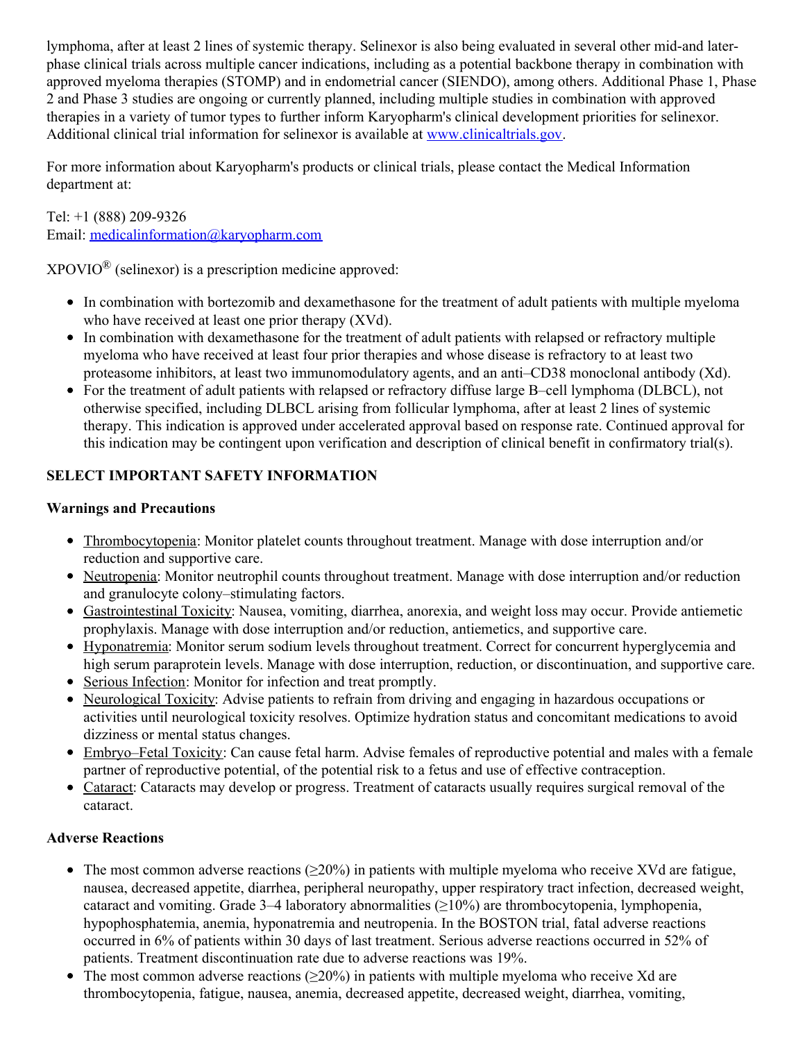lymphoma, after at least 2 lines of systemic therapy. Selinexor is also being evaluated in several other mid-and later-phase clinical trials across multiple cancer indications, including as a potential backbone therapy in combination with approved myeloma therapies (STOMP) and in endometrial cancer (SIENDO), among others. Additional Phase 1, Phase 2 and Phase 3 studies are ongoing or currently planned, including multiple studies in combination with approved therapies in a variety of tumor types to further inform Karyopharm's clinical development priorities for selinexor. Additional clinical trial information for selinexor is available at [www.clinicaltrials.gov](www.clinicaltrials.gov).

For more information about Karyopharm's products or clinical trials, please contact the Medical Information department at:

Tel: +1 (888) 209-9326
Email: [medicalinformation@karyopharm.com](mailto:medicalinformation@karyopharm.com)

XPOVIO® (selinexor) is a prescription medicine approved:

- In combination with bortezomib and dexamethasone for the treatment of adult patients with multiple myeloma who have received at least one prior therapy (XVd).
- In combination with dexamethasone for the treatment of adult patients with relapsed or refractory multiple myeloma who have received at least four prior therapies and whose disease is refractory to at least two proteasome inhibitors, at least two immunomodulatory agents, and an anti–CD38 monoclonal antibody (Xd).
- For the treatment of adult patients with relapsed or refractory diffuse large B–cell lymphoma (DLBCL), not otherwise specified, including DLBCL arising from follicular lymphoma, after at least 2 lines of systemic therapy. This indication is approved under accelerated approval based on response rate. Continued approval for this indication may be contingent upon verification and description of clinical benefit in confirmatory trial(s).

**SELECT IMPORTANT SAFETY INFORMATION**

**Warnings and Precautions**

- Thrombocytopenia: Monitor platelet counts throughout treatment. Manage with dose interruption and/or reduction and supportive care.
- Neutropenia: Monitor neutrophil counts throughout treatment. Manage with dose interruption and/or reduction and granulocyte colony–stimulating factors.
- Gastrointestinal Toxicity: Nausea, vomiting, diarrhea, anorexia, and weight loss may occur. Provide antiemetic prophylaxis. Manage with dose interruption and/or reduction, antiemetics, and supportive care.
- Hyponatremia: Monitor serum sodium levels throughout treatment. Correct for concurrent hyperglycemia and high serum paraprotein levels. Manage with dose interruption, reduction, or discontinuation, and supportive care.
- Serious Infection: Monitor for infection and treat promptly.
- Neurological Toxicity: Advise patients to refrain from driving and engaging in hazardous occupations or activities until neurological toxicity resolves. Optimize hydration status and concomitant medications to avoid dizziness or mental status changes.
- Embryo–Fetal Toxicity: Can cause fetal harm. Advise females of reproductive potential and males with a female partner of reproductive potential, of the potential risk to a fetus and use of effective contraception.
- Cataract: Cataracts may develop or progress. Treatment of cataracts usually requires surgical removal of the cataract.

**Adverse Reactions**

- The most common adverse reactions (≥20%) in patients with multiple myeloma who receive XVd are fatigue, nausea, decreased appetite, diarrhea, peripheral neuropathy, upper respiratory tract infection, decreased weight, cataract and vomiting. Grade 3–4 laboratory abnormalities (≥10%) are thrombocytopenia, lymphopenia, hypophosphatemia, anemia, hyponatremia and neutropenia. In the BOSTON trial, fatal adverse reactions occurred in 6% of patients within 30 days of last treatment. Serious adverse reactions occurred in 52% of patients. Treatment discontinuation rate due to adverse reactions was 19%.
- The most common adverse reactions (≥20%) in patients with multiple myeloma who receive Xd are thrombocytopenia, fatigue, nausea, anemia, decreased appetite, decreased weight, diarrhea, vomiting,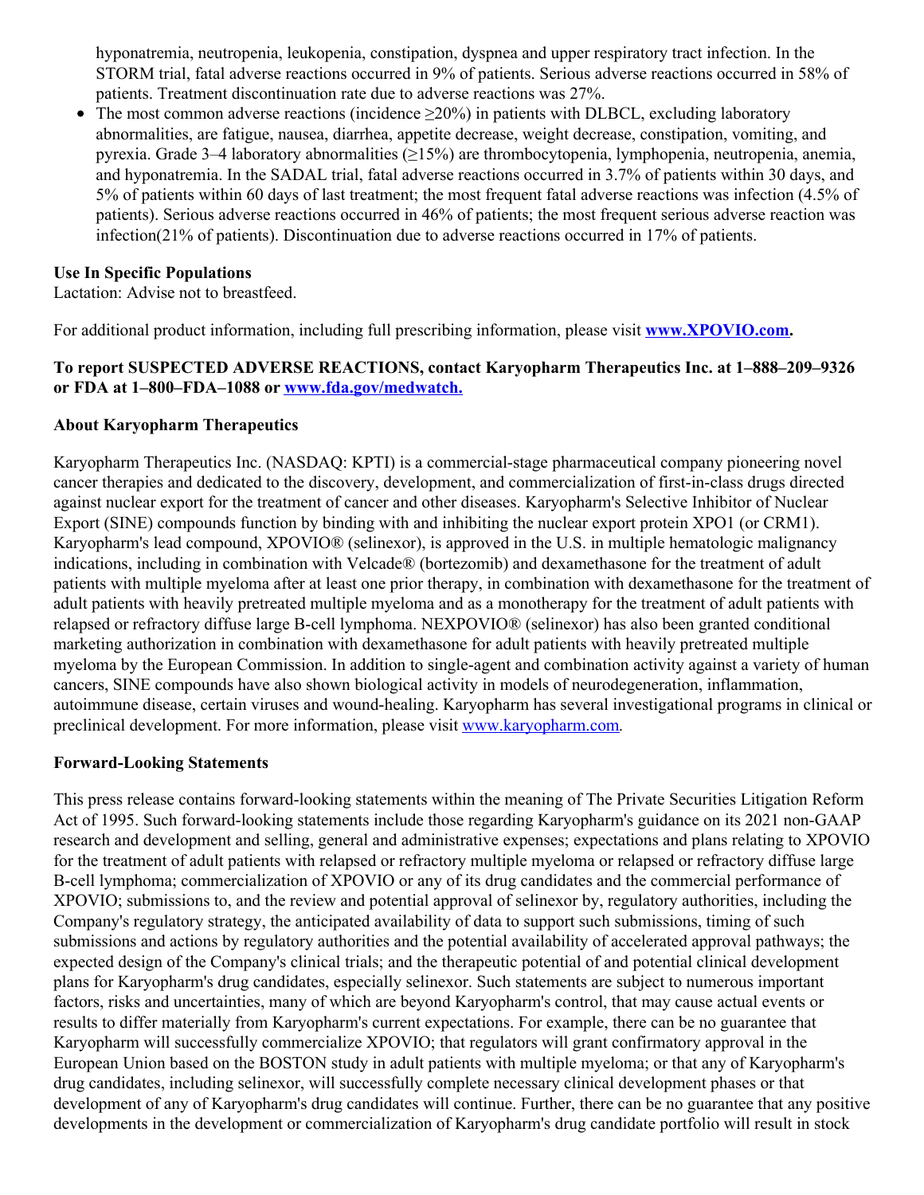hyponatremia, neutropenia, leukopenia, constipation, dyspnea and upper respiratory tract infection. In the STORM trial, fatal adverse reactions occurred in 9% of patients. Serious adverse reactions occurred in 58% of patients. Treatment discontinuation rate due to adverse reactions was 27%.

- The most common adverse reactions (incidence ≥20%) in patients with DLBCL, excluding laboratory abnormalities, are fatigue, nausea, diarrhea, appetite decrease, weight decrease, constipation, vomiting, and pyrexia. Grade 3–4 laboratory abnormalities (≥15%) are thrombocytopenia, lymphopenia, neutropenia, anemia, and hyponatremia. In the SADAL trial, fatal adverse reactions occurred in 3.7% of patients within 30 days, and 5% of patients within 60 days of last treatment; the most frequent fatal adverse reactions was infection (4.5% of patients). Serious adverse reactions occurred in 46% of patients; the most frequent serious adverse reaction was infection(21% of patients). Discontinuation due to adverse reactions occurred in 17% of patients.

**Use In Specific Populations**
Lactation: Advise not to breastfeed.

For additional product information, including full prescribing information, please visit **www.XPOVIO.com.**

**To report SUSPECTED ADVERSE REACTIONS, contact Karyopharm Therapeutics Inc. at 1–888–209–9326 or FDA at 1–800–FDA–1088 or www.fda.gov/medwatch.**

**About Karyopharm Therapeutics**

Karyopharm Therapeutics Inc. (NASDAQ: KPTI) is a commercial-stage pharmaceutical company pioneering novel cancer therapies and dedicated to the discovery, development, and commercialization of first-in-class drugs directed against nuclear export for the treatment of cancer and other diseases. Karyopharm's Selective Inhibitor of Nuclear Export (SINE) compounds function by binding with and inhibiting the nuclear export protein XPO1 (or CRM1). Karyopharm's lead compound, XPOVIO® (selinexor), is approved in the U.S. in multiple hematologic malignancy indications, including in combination with Velcade® (bortezomib) and dexamethasone for the treatment of adult patients with multiple myeloma after at least one prior therapy, in combination with dexamethasone for the treatment of adult patients with heavily pretreated multiple myeloma and as a monotherapy for the treatment of adult patients with relapsed or refractory diffuse large B-cell lymphoma. NEXPOVIO® (selinexor) has also been granted conditional marketing authorization in combination with dexamethasone for adult patients with heavily pretreated multiple myeloma by the European Commission. In addition to single-agent and combination activity against a variety of human cancers, SINE compounds have also shown biological activity in models of neurodegeneration, inflammation, autoimmune disease, certain viruses and wound-healing. Karyopharm has several investigational programs in clinical or preclinical development. For more information, please visit www.karyopharm.com.

**Forward-Looking Statements**

This press release contains forward-looking statements within the meaning of The Private Securities Litigation Reform Act of 1995. Such forward-looking statements include those regarding Karyopharm's guidance on its 2021 non-GAAP research and development and selling, general and administrative expenses; expectations and plans relating to XPOVIO for the treatment of adult patients with relapsed or refractory multiple myeloma or relapsed or refractory diffuse large B-cell lymphoma; commercialization of XPOVIO or any of its drug candidates and the commercial performance of XPOVIO; submissions to, and the review and potential approval of selinexor by, regulatory authorities, including the Company's regulatory strategy, the anticipated availability of data to support such submissions, timing of such submissions and actions by regulatory authorities and the potential availability of accelerated approval pathways; the expected design of the Company's clinical trials; and the therapeutic potential of and potential clinical development plans for Karyopharm's drug candidates, especially selinexor. Such statements are subject to numerous important factors, risks and uncertainties, many of which are beyond Karyopharm's control, that may cause actual events or results to differ materially from Karyopharm's current expectations. For example, there can be no guarantee that Karyopharm will successfully commercialize XPOVIO; that regulators will grant confirmatory approval in the European Union based on the BOSTON study in adult patients with multiple myeloma; or that any of Karyopharm's drug candidates, including selinexor, will successfully complete necessary clinical development phases or that development of any of Karyopharm's drug candidates will continue. Further, there can be no guarantee that any positive developments in the development or commercialization of Karyopharm's drug candidate portfolio will result in stock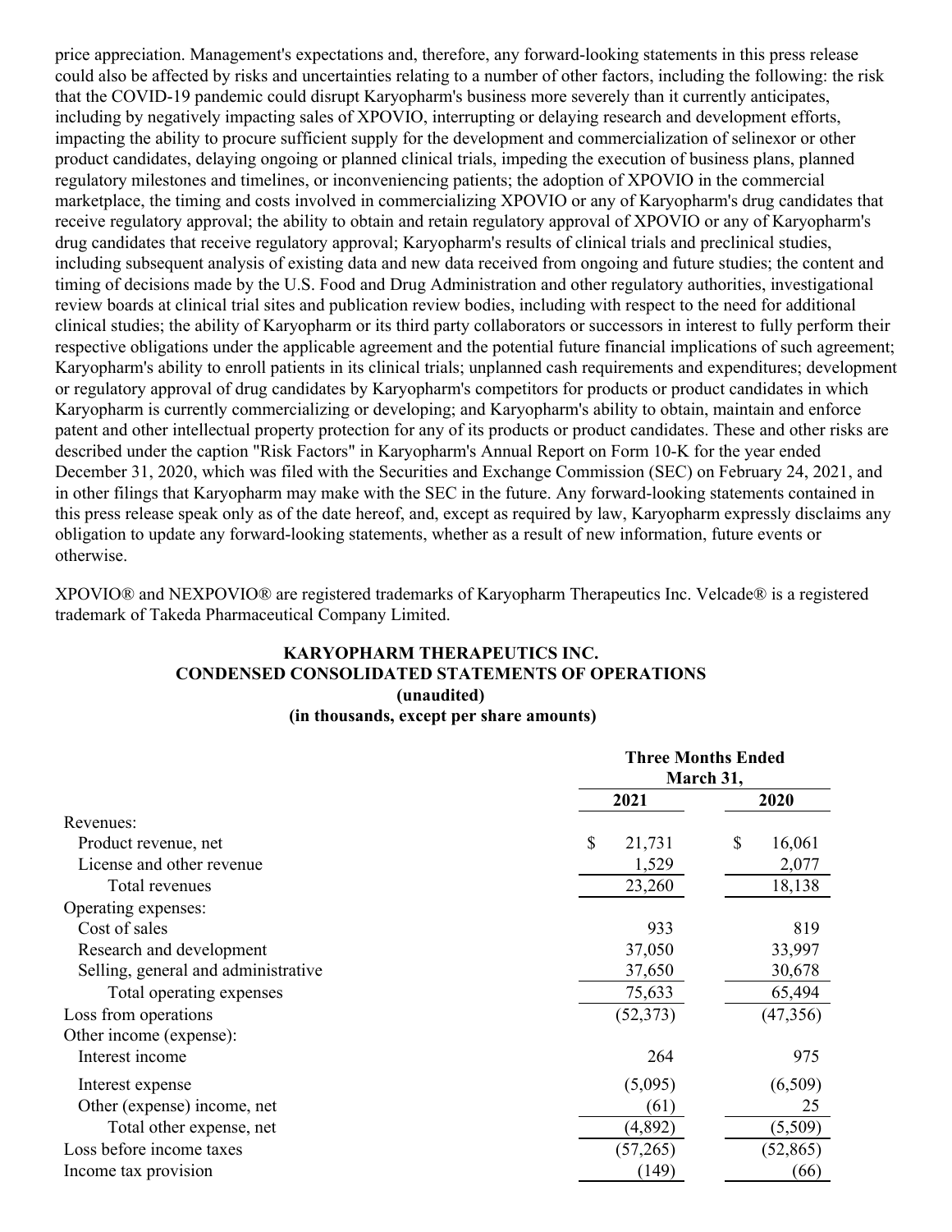price appreciation. Management's expectations and, therefore, any forward-looking statements in this press release could also be affected by risks and uncertainties relating to a number of other factors, including the following: the risk that the COVID-19 pandemic could disrupt Karyopharm's business more severely than it currently anticipates, including by negatively impacting sales of XPOVIO, interrupting or delaying research and development efforts, impacting the ability to procure sufficient supply for the development and commercialization of selinexor or other product candidates, delaying ongoing or planned clinical trials, impeding the execution of business plans, planned regulatory milestones and timelines, or inconveniencing patients; the adoption of XPOVIO in the commercial marketplace, the timing and costs involved in commercializing XPOVIO or any of Karyopharm's drug candidates that receive regulatory approval; the ability to obtain and retain regulatory approval of XPOVIO or any of Karyopharm's drug candidates that receive regulatory approval; Karyopharm's results of clinical trials and preclinical studies, including subsequent analysis of existing data and new data received from ongoing and future studies; the content and timing of decisions made by the U.S. Food and Drug Administration and other regulatory authorities, investigational review boards at clinical trial sites and publication review bodies, including with respect to the need for additional clinical studies; the ability of Karyopharm or its third party collaborators or successors in interest to fully perform their respective obligations under the applicable agreement and the potential future financial implications of such agreement; Karyopharm's ability to enroll patients in its clinical trials; unplanned cash requirements and expenditures; development or regulatory approval of drug candidates by Karyopharm's competitors for products or product candidates in which Karyopharm is currently commercializing or developing; and Karyopharm's ability to obtain, maintain and enforce patent and other intellectual property protection for any of its products or product candidates. These and other risks are described under the caption "Risk Factors" in Karyopharm's Annual Report on Form 10-K for the year ended December 31, 2020, which was filed with the Securities and Exchange Commission (SEC) on February 24, 2021, and in other filings that Karyopharm may make with the SEC in the future. Any forward-looking statements contained in this press release speak only as of the date hereof, and, except as required by law, Karyopharm expressly disclaims any obligation to update any forward-looking statements, whether as a result of new information, future events or otherwise.

XPOVIO® and NEXPOVIO® are registered trademarks of Karyopharm Therapeutics Inc. Velcade® is a registered trademark of Takeda Pharmaceutical Company Limited.

**KARYOPHARM THERAPEUTICS INC.**
**CONDENSED CONSOLIDATED STATEMENTS OF OPERATIONS**
**(unaudited)**
**(in thousands, except per share amounts)**

| | Three Months Ended March 31, | |
|---|---|---|
| | **2021** | **2020** |
| Revenues: | | |
| Product revenue, net | $ 21,731 | $ 16,061 |
| License and other revenue | 1,529 | 2,077 |
| Total revenues | 23,260 | 18,138 |
| Operating expenses: | | |
| Cost of sales | 933 | 819 |
| Research and development | 37,050 | 33,997 |
| Selling, general and administrative | 37,650 | 30,678 |
| Total operating expenses | 75,633 | 65,494 |
| Loss from operations | (52,373) | (47,356) |
| Other income (expense): | | |
| Interest income | 264 | 975 |
| Interest expense | (5,095) | (6,509) |
| Other (expense) income, net | (61) | 25 |
| Total other expense, net | (4,892) | (5,509) |
| Loss before income taxes | (57,265) | (52,865) |
| Income tax provision | (149) | (66) |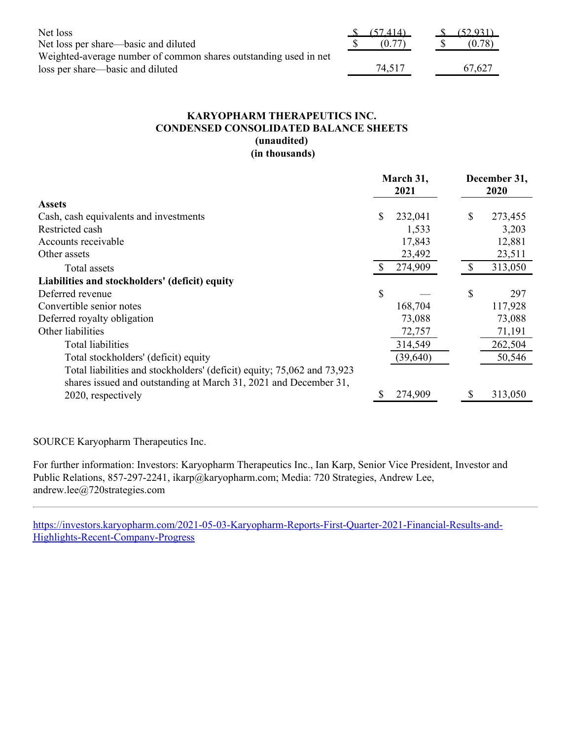| | | |
|---|---|---|
| Net loss | $ (57,414) | $ (52,931) |
| Net loss per share—basic and diluted | $ (0.77) | $ (0.78) |
| Weighted-average number of common shares outstanding used in net loss per share—basic and diluted | 74,517 | 67,627 |

**KARYOPHARM THERAPEUTICS INC.**
**CONDENSED CONSOLIDATED BALANCE SHEETS**
**(unaudited)**
**(in thousands)**

| | March 31, 2021 | December 31, 2020 |
|---|---|---|
| **Assets** | | |
| Cash, cash equivalents and investments | $ 232,041 | $ 273,455 |
| Restricted cash | 1,533 | 3,203 |
| Accounts receivable | 17,843 | 12,881 |
| Other assets | 23,492 | 23,511 |
| Total assets | $ 274,909 | $ 313,050 |
| **Liabilities and stockholders' (deficit) equity** | | |
| Deferred revenue | $ — | $ 297 |
| Convertible senior notes | 168,704 | 117,928 |
| Deferred royalty obligation | 73,088 | 73,088 |
| Other liabilities | 72,757 | 71,191 |
| Total liabilities | 314,549 | 262,504 |
| Total stockholders' (deficit) equity | (39,640) | 50,546 |
| Total liabilities and stockholders' (deficit) equity; 75,062 and 73,923 shares issued and outstanding at March 31, 2021 and December 31, 2020, respectively | $ 274,909 | $ 313,050 |

SOURCE Karyopharm Therapeutics Inc.

For further information: Investors: Karyopharm Therapeutics Inc., Ian Karp, Senior Vice President, Investor and Public Relations, 857-297-2241, ikarp@karyopharm.com; Media: 720 Strategies, Andrew Lee, andrew.lee@720strategies.com

---

https://investors.karyopharm.com/2021-05-03-Karyopharm-Reports-First-Quarter-2021-Financial-Results-and-Highlights-Recent-Company-Progress